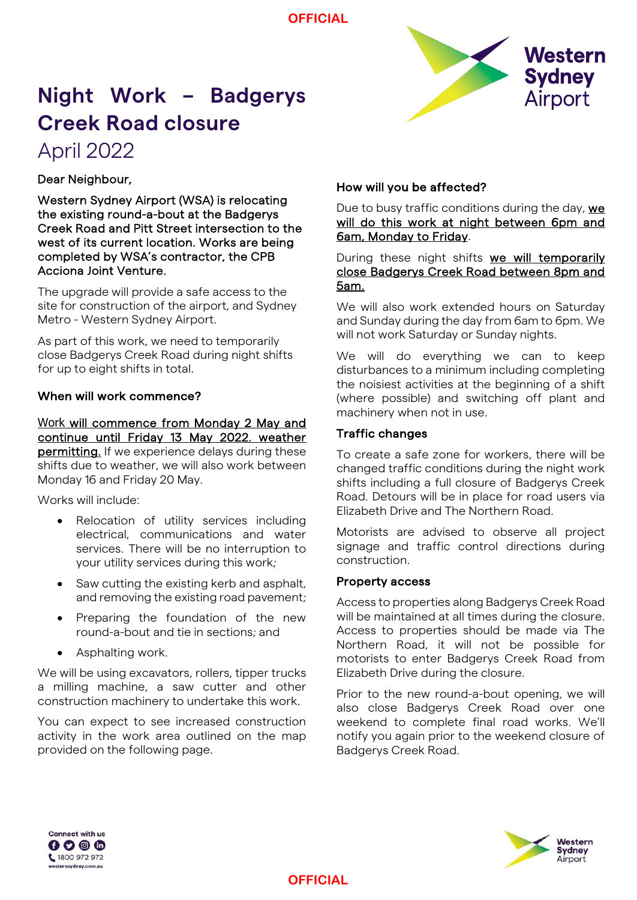OFFICIAL

# Night Work – Badgerys Creek Road closure

## April 2022

Dear Neighbour,

**Western Sydney Airport (WSA) is relocating the existing round-a-bout at the Badgerys Creek Road and Pitt Street intersection to the west of its current location. Works are being completed by WSA's contractor, the CPB Acciona Joint Venture.**

The upgrade will provide a safe access to the site for construction of the airport, and Sydney Metro - Western Sydney Airport.

As part of this work, we need to temporarily close Badgerys Creek Road during night shifts for up to eight shifts in total.

### When will work commence?

**Work will commence from Monday 2 May and continue until Friday 13 May 2022, weather permitting.** If we experience delays during these shifts due to weather, we will also work between Monday 16 and Friday 20 May.

Works will include:

- Relocation of utility services including electrical, communications and water services. There will be no interruption to your utility services during this work;
- Saw cutting the existing kerb and asphalt, and removing the existing road pavement;
- Preparing the foundation of the new round-a-bout and tie in sections; and
- Asphalting work.

We will be using excavators, rollers, tipper trucks a milling machine, a saw cutter and other construction machinery to undertake this work.

You can expect to see increased construction activity in the work area outlined on the map provided on the following page.

### How will you be affected?

Due to busy traffic conditions during the day, **we will do this work at night between 6pm and 6am, Monday to Friday**.

During these night shifts **we will temporarily close Badgerys Creek Road between 8pm and 5am.**

We will also work extended hours on Saturday and Sunday during the day from 6am to 6pm. We will not work Saturday or Sunday nights.

We will do everything we can to keep disturbances to a minimum including completing the noisiest activities at the beginning of a shift (where possible) and switching off plant and machinery when not in use.

### Traffic changes

To create a safe zone for workers, there will be changed traffic conditions during the night work shifts including a full closure of Badgerys Creek Road. Detours will be in place for road users via Elizabeth Drive and The Northern Road.

Motorists are advised to observe all project signage and traffic control directions during construction.

### Property access

Access to properties along Badgerys Creek Road will be maintained at all times during the closure. Access to properties should be made via The Northern Road, it will not be possible for motorists to enter Badgerys Creek Road from Elizabeth Drive during the closure.

Prior to the new round-a-bout opening, we will also close Badgerys Creek Road over one weekend to complete final road works. We'll notify you again prior to the weekend closure of Badgerys Creek Road.

Connect with us

1800 972 972

westernsydney.com.au

OFFICIAL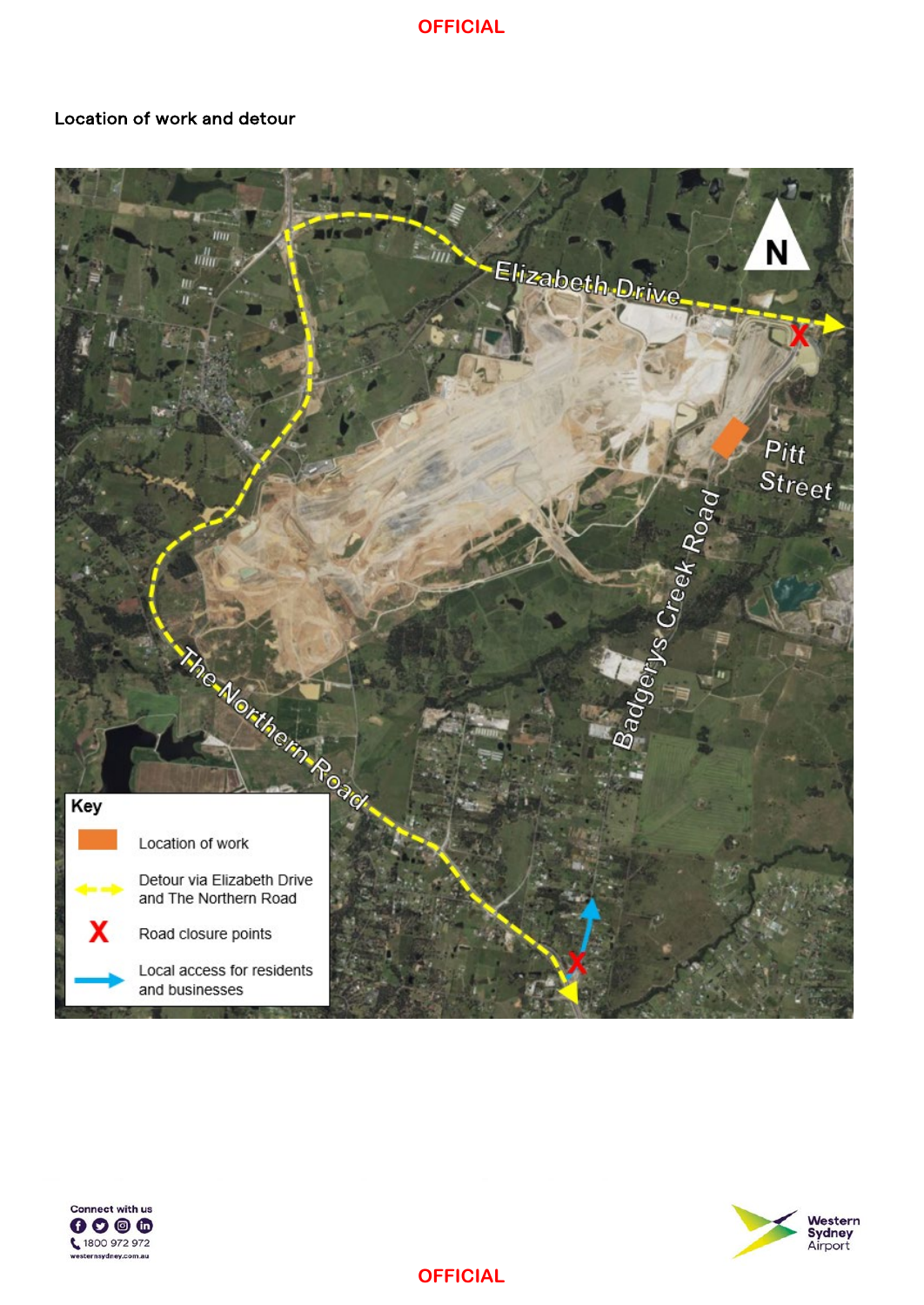OFFICIAL

## Location of work and detour

Elizabeth Drive

Pitt Street

Badgerys Creek Road

The Northern Road

N

**Key**

- Location of work
- Detour via Elizabeth Drive and The Northern Road
- X Road closure points
- Local access for residents and businesses

Connect with us

1800 972 972

westernsydney.com.au

Western Sydney Airport

OFFICIAL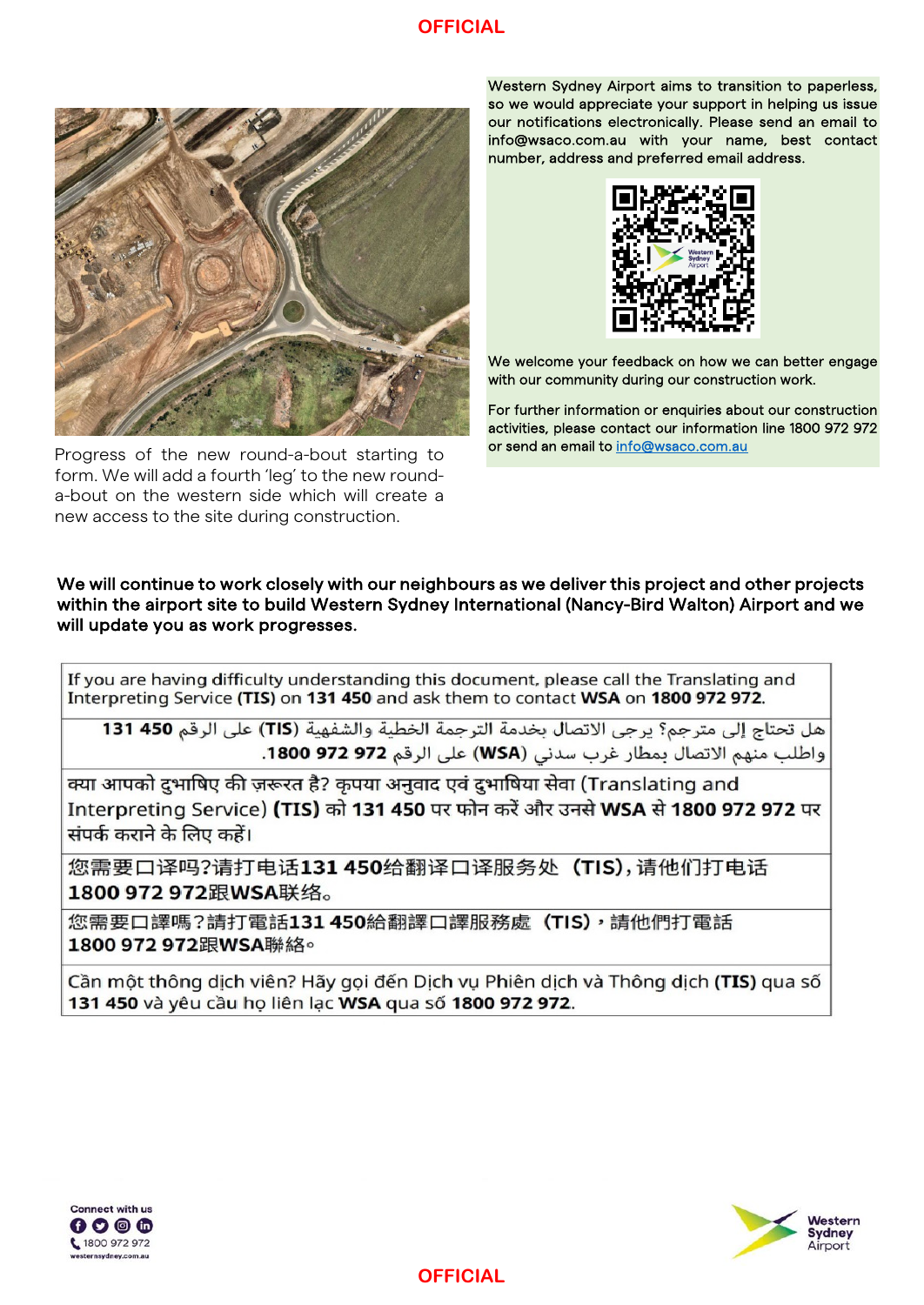Progress of the new round-a-bout starting to form. We will add a fourth 'leg' to the new round-a-bout on the western side which will create a new access to the site during construction.

Western Sydney Airport aims to transition to paperless, so we would appreciate your support in helping us issue our notifications electronically. Please send an email to info@wsaco.com.au with your name, best contact number, address and preferred email address.

We welcome your feedback on how we can better engage with our community during our construction work.

For further information or enquiries about our construction activities, please contact our information line 1800 972 972 or send an email to info@wsaco.com.au

**We will continue to work closely with our neighbours as we deliver this project and other projects within the airport site to build Western Sydney International (Nancy-Bird Walton) Airport and we will update you as work progresses.**

| |
|---|
| If you are having difficulty understanding this document, please call the Translating and Interpreting Service **(TIS)** on **131 450** and ask them to contact **WSA** on **1800 972 972**. |
| هل تحتاج إلى مترجم؟ يرجى الاتصال بخدمة الترجمة الخطية والشفهية **(TIS)** على الرقم **131 450** واطلب منهم الاتصال بمطار غرب سدني **(WSA)** على الرقم **1800 972 972**. |
| क्या आपको दुभाषिए की ज़रूरत है? कृपया अनुवाद एवं दुभाषिया सेवा (Translating and Interpreting Service) **(TIS)** को **131 450** पर फोन करें और उनसे **WSA** से **1800 972 972** पर संपर्क कराने के लिए कहें। |
| 您需要口译吗?请打电话**131 450**给翻译口译服务处 **(TIS)**,请他们打电话**1800 972 972**跟**WSA**联络。 |
| 您需要口譯嗎?請打電話**131 450**給翻譯口譯服務處 **(TIS)**,請他們打電話**1800 972 972**跟**WSA**聯絡。 |
| Cần một thông dịch viên? Hãy gọi đến Dịch vụ Phiên dịch và Thông dịch **(TIS)** qua số **131 450** và yêu cầu họ liên lạc **WSA** qua số **1800 972 972**. |

Connect with us

1800 972 972

westernsydney.com.au